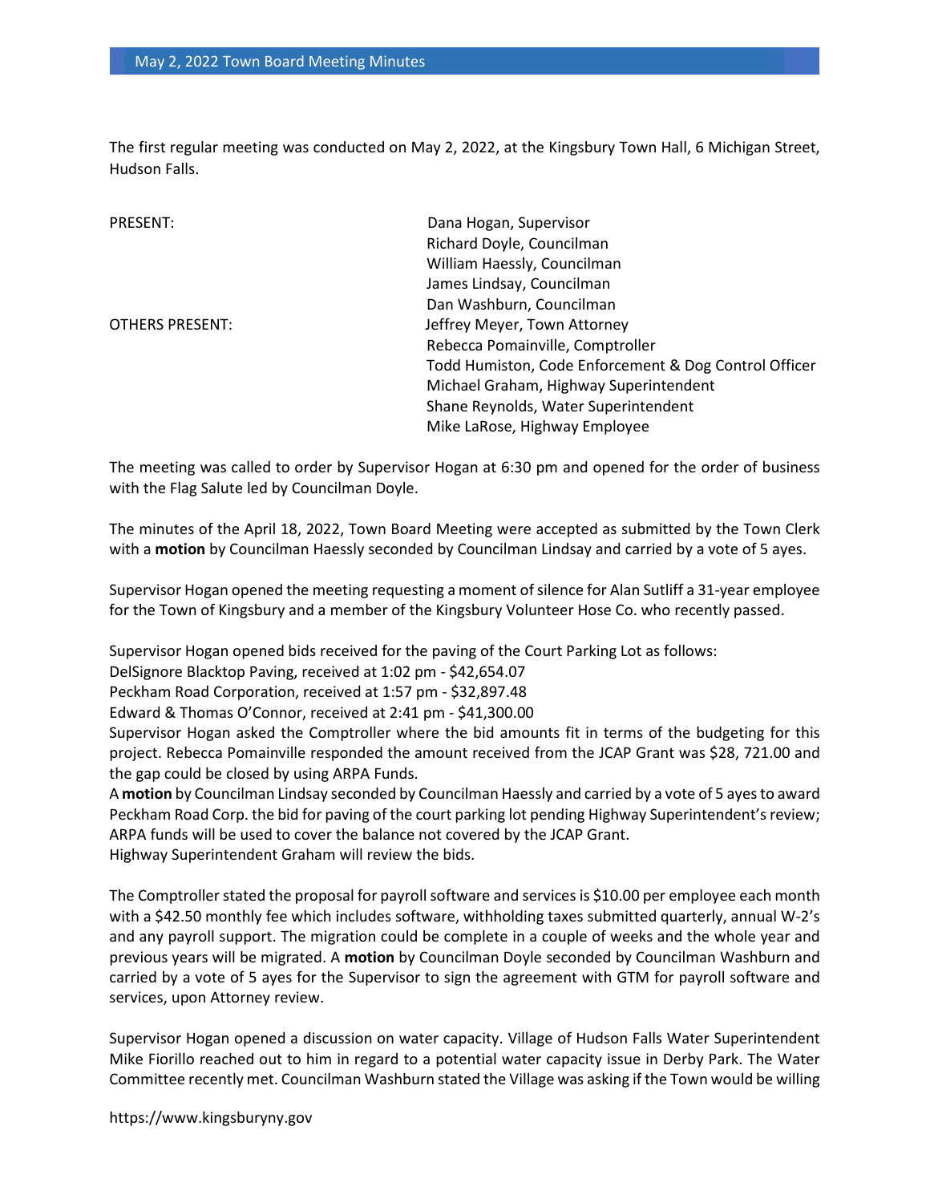# May 2, 2022 Town Board Meeting Minutes

The first regular meeting was conducted on May 2, 2022, at the Kingsbury Town Hall, 6 Michigan Street, Hudson Falls.

| | |
|---|---|
| PRESENT: | Dana Hogan, Supervisor |
| | Richard Doyle, Councilman |
| | William Haessly, Councilman |
| | James Lindsay, Councilman |
| | Dan Washburn, Councilman |
| OTHERS PRESENT: | Jeffrey Meyer, Town Attorney |
| | Rebecca Pomainville, Comptroller |
| | Todd Humiston, Code Enforcement & Dog Control Officer |
| | Michael Graham, Highway Superintendent |
| | Shane Reynolds, Water Superintendent |
| | Mike LaRose, Highway Employee |

The meeting was called to order by Supervisor Hogan at 6:30 pm and opened for the order of business with the Flag Salute led by Councilman Doyle.

The minutes of the April 18, 2022, Town Board Meeting were accepted as submitted by the Town Clerk with a **motion** by Councilman Haessly seconded by Councilman Lindsay and carried by a vote of 5 ayes.

Supervisor Hogan opened the meeting requesting a moment of silence for Alan Sutliff a 31-year employee for the Town of Kingsbury and a member of the Kingsbury Volunteer Hose Co. who recently passed.

Supervisor Hogan opened bids received for the paving of the Court Parking Lot as follows:
DelSignore Blacktop Paving, received at 1:02 pm - $42,654.07
Peckham Road Corporation, received at 1:57 pm - $32,897.48
Edward & Thomas O'Connor, received at 2:41 pm - $41,300.00
Supervisor Hogan asked the Comptroller where the bid amounts fit in terms of the budgeting for this project. Rebecca Pomainville responded the amount received from the JCAP Grant was $28, 721.00 and the gap could be closed by using ARPA Funds.
A **motion** by Councilman Lindsay seconded by Councilman Haessly and carried by a vote of 5 ayes to award Peckham Road Corp. the bid for paving of the court parking lot pending Highway Superintendent's review; ARPA funds will be used to cover the balance not covered by the JCAP Grant.
Highway Superintendent Graham will review the bids.

The Comptroller stated the proposal for payroll software and services is $10.00 per employee each month with a $42.50 monthly fee which includes software, withholding taxes submitted quarterly, annual W-2's and any payroll support. The migration could be complete in a couple of weeks and the whole year and previous years will be migrated. A **motion** by Councilman Doyle seconded by Councilman Washburn and carried by a vote of 5 ayes for the Supervisor to sign the agreement with GTM for payroll software and services, upon Attorney review.

Supervisor Hogan opened a discussion on water capacity. Village of Hudson Falls Water Superintendent Mike Fiorillo reached out to him in regard to a potential water capacity issue in Derby Park. The Water Committee recently met. Councilman Washburn stated the Village was asking if the Town would be willing

https://www.kingsburyny.gov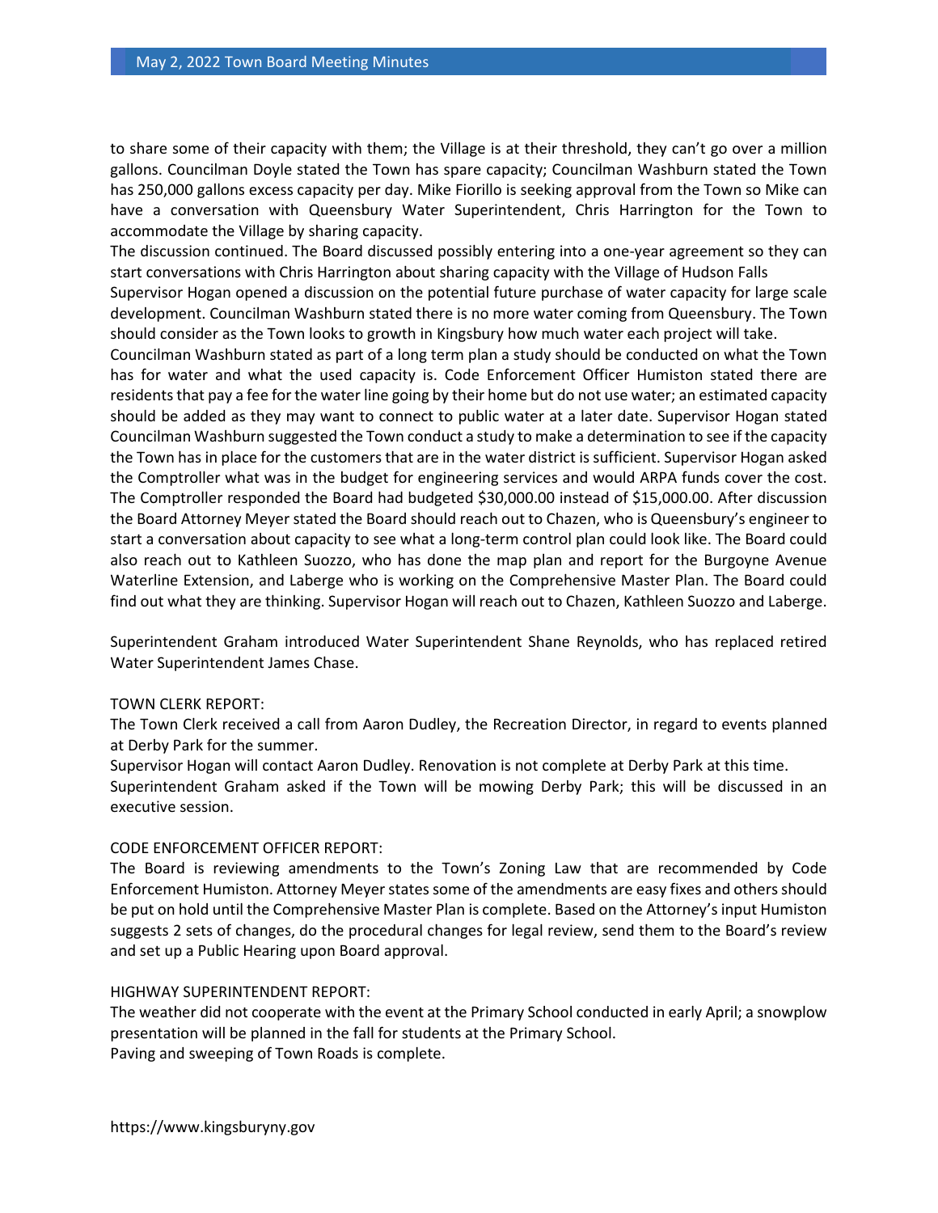to share some of their capacity with them; the Village is at their threshold, they can't go over a million gallons. Councilman Doyle stated the Town has spare capacity; Councilman Washburn stated the Town has 250,000 gallons excess capacity per day. Mike Fiorillo is seeking approval from the Town so Mike can have a conversation with Queensbury Water Superintendent, Chris Harrington for the Town to accommodate the Village by sharing capacity.

The discussion continued. The Board discussed possibly entering into a one-year agreement so they can start conversations with Chris Harrington about sharing capacity with the Village of Hudson Falls

Supervisor Hogan opened a discussion on the potential future purchase of water capacity for large scale development. Councilman Washburn stated there is no more water coming from Queensbury. The Town should consider as the Town looks to growth in Kingsbury how much water each project will take.

Councilman Washburn stated as part of a long term plan a study should be conducted on what the Town has for water and what the used capacity is. Code Enforcement Officer Humiston stated there are residents that pay a fee for the water line going by their home but do not use water; an estimated capacity should be added as they may want to connect to public water at a later date. Supervisor Hogan stated Councilman Washburn suggested the Town conduct a study to make a determination to see if the capacity the Town has in place for the customers that are in the water district is sufficient. Supervisor Hogan asked the Comptroller what was in the budget for engineering services and would ARPA funds cover the cost. The Comptroller responded the Board had budgeted $30,000.00 instead of $15,000.00. After discussion the Board Attorney Meyer stated the Board should reach out to Chazen, who is Queensbury's engineer to start a conversation about capacity to see what a long-term control plan could look like. The Board could also reach out to Kathleen Suozzo, who has done the map plan and report for the Burgoyne Avenue Waterline Extension, and Laberge who is working on the Comprehensive Master Plan. The Board could find out what they are thinking. Supervisor Hogan will reach out to Chazen, Kathleen Suozzo and Laberge.

Superintendent Graham introduced Water Superintendent Shane Reynolds, who has replaced retired Water Superintendent James Chase.

TOWN CLERK REPORT:

The Town Clerk received a call from Aaron Dudley, the Recreation Director, in regard to events planned at Derby Park for the summer.

Supervisor Hogan will contact Aaron Dudley. Renovation is not complete at Derby Park at this time.

Superintendent Graham asked if the Town will be mowing Derby Park; this will be discussed in an executive session.

CODE ENFORCEMENT OFFICER REPORT:

The Board is reviewing amendments to the Town's Zoning Law that are recommended by Code Enforcement Humiston. Attorney Meyer states some of the amendments are easy fixes and others should be put on hold until the Comprehensive Master Plan is complete. Based on the Attorney's input Humiston suggests 2 sets of changes, do the procedural changes for legal review, send them to the Board's review and set up a Public Hearing upon Board approval.

HIGHWAY SUPERINTENDENT REPORT:

The weather did not cooperate with the event at the Primary School conducted in early April; a snowplow presentation will be planned in the fall for students at the Primary School.

Paving and sweeping of Town Roads is complete.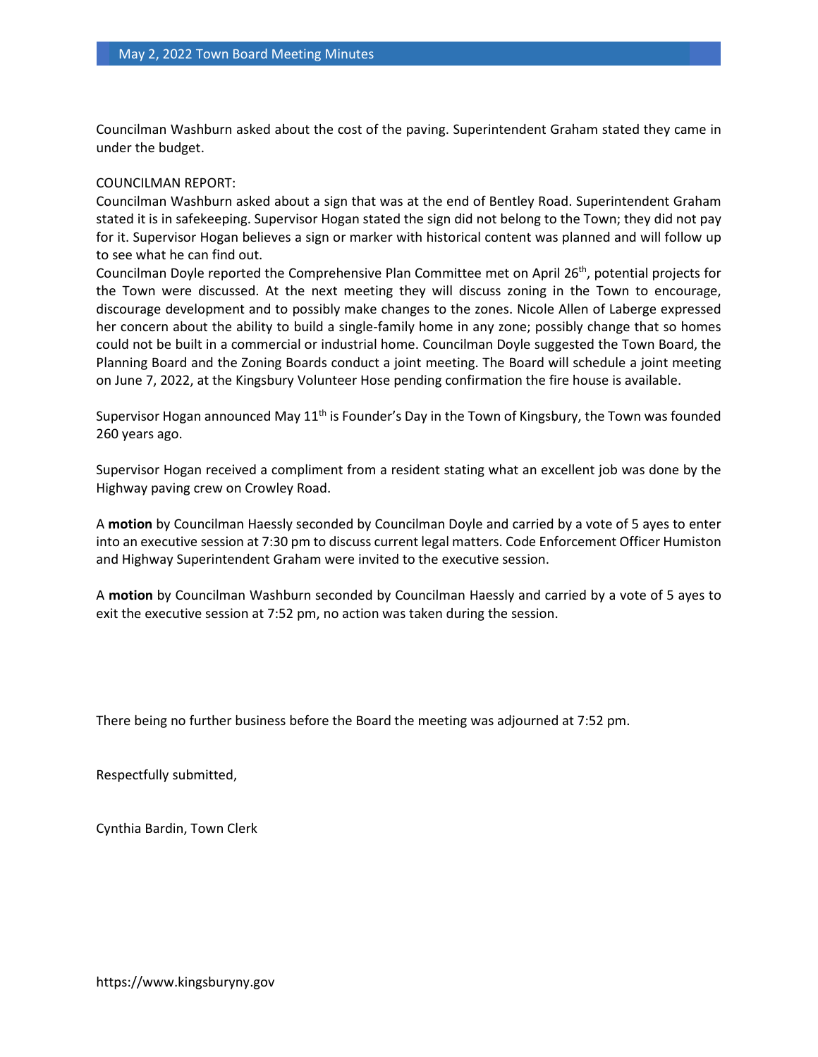Councilman Washburn asked about the cost of the paving. Superintendent Graham stated they came in under the budget.

COUNCILMAN REPORT:
Councilman Washburn asked about a sign that was at the end of Bentley Road. Superintendent Graham stated it is in safekeeping. Supervisor Hogan stated the sign did not belong to the Town; they did not pay for it. Supervisor Hogan believes a sign or marker with historical content was planned and will follow up to see what he can find out.
Councilman Doyle reported the Comprehensive Plan Committee met on April 26th, potential projects for the Town were discussed. At the next meeting they will discuss zoning in the Town to encourage, discourage development and to possibly make changes to the zones. Nicole Allen of Laberge expressed her concern about the ability to build a single-family home in any zone; possibly change that so homes could not be built in a commercial or industrial home. Councilman Doyle suggested the Town Board, the Planning Board and the Zoning Boards conduct a joint meeting. The Board will schedule a joint meeting on June 7, 2022, at the Kingsbury Volunteer Hose pending confirmation the fire house is available.

Supervisor Hogan announced May 11th is Founder's Day in the Town of Kingsbury, the Town was founded 260 years ago.

Supervisor Hogan received a compliment from a resident stating what an excellent job was done by the Highway paving crew on Crowley Road.

A **motion** by Councilman Haessly seconded by Councilman Doyle and carried by a vote of 5 ayes to enter into an executive session at 7:30 pm to discuss current legal matters. Code Enforcement Officer Humiston and Highway Superintendent Graham were invited to the executive session.

A **motion** by Councilman Washburn seconded by Councilman Haessly and carried by a vote of 5 ayes to exit the executive session at 7:52 pm, no action was taken during the session.

There being no further business before the Board the meeting was adjourned at 7:52 pm.

Respectfully submitted,

Cynthia Bardin, Town Clerk

https://www.kingsburyny.gov